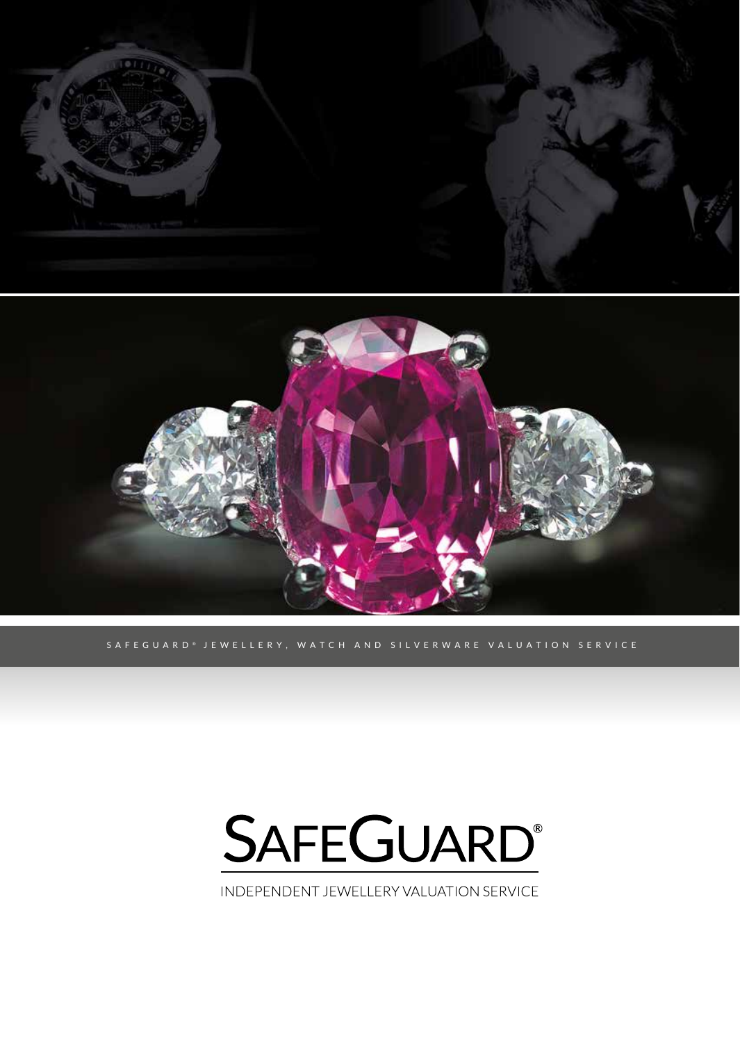SAFEGUARD® JEWELLERY, WATCH AND SILVERWARE VALUATION SERVICE

# SAFEGUARD®

INDEPENDENT JEWELLERY VALUATION SERVICE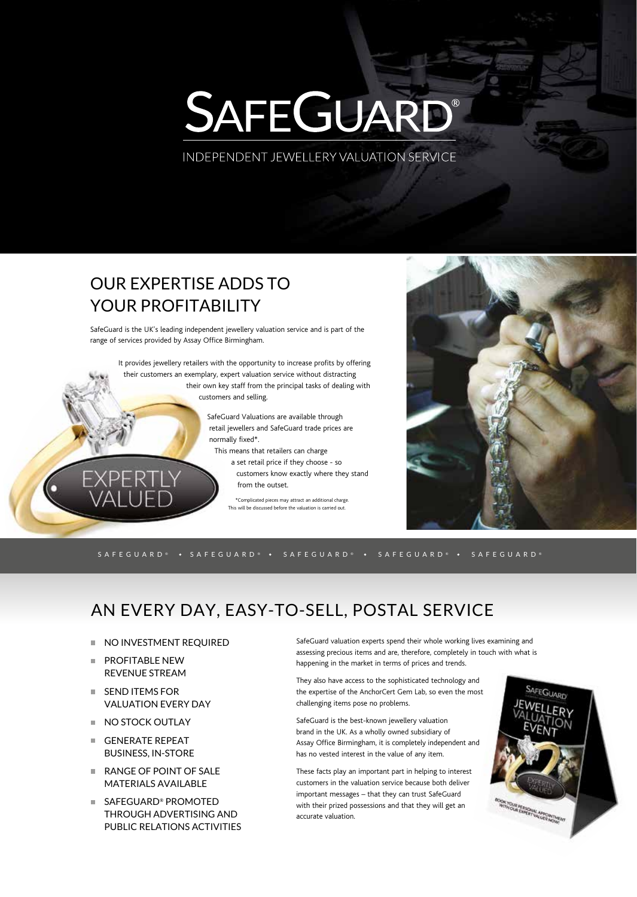# SAFEGUARD®

INDEPENDENT JEWELLERY VALUATION SERVICE

## OUR EXPERTISE ADDS TO YOUR PROFITABILITY

SafeGuard is the UK's leading independent jewellery valuation service and is part of the range of services provided by Assay Office Birmingham.

It provides jewellery retailers with the opportunity to increase profits by offering their customers an exemplary, expert valuation service without distracting their own key staff from the principal tasks of dealing with customers and selling.

SafeGuard Valuations are available through retail jewellers and SafeGuard trade prices are normally fixed*. This means that retailers can charge a set retail price if they choose - so customers know exactly where they stand from the outset.

EXPERTLY VALUED

*Complicated pieces may attract an additional charge. This will be discussed before the valuation is carried out.

SAFEGUARD® • SAFEGUARD® • SAFEGUARD® • SAFEGUARD® • SAFEGUARD®

## AN EVERY DAY, EASY-TO-SELL, POSTAL SERVICE

- NO INVESTMENT REQUIRED
- PROFITABLE NEW REVENUE STREAM
- SEND ITEMS FOR VALUATION EVERY DAY
- NO STOCK OUTLAY
- GENERATE REPEAT BUSINESS, IN-STORE
- RANGE OF POINT OF SALE MATERIALS AVAILABLE
- SAFEGUARD® PROMOTED THROUGH ADVERTISING AND PUBLIC RELATIONS ACTIVITIES

SafeGuard valuation experts spend their whole working lives examining and assessing precious items and are, therefore, completely in touch with what is happening in the market in terms of prices and trends.

They also have access to the sophisticated technology and the expertise of the AnchorCert Gem Lab, so even the most challenging items pose no problems.

SafeGuard is the best-known jewellery valuation brand in the UK. As a wholly owned subsidiary of Assay Office Birmingham, it is completely independent and has no vested interest in the value of any item.

These facts play an important part in helping to interest customers in the valuation service because both deliver important messages – that they can trust SafeGuard with their prized possessions and that they will get an accurate valuation.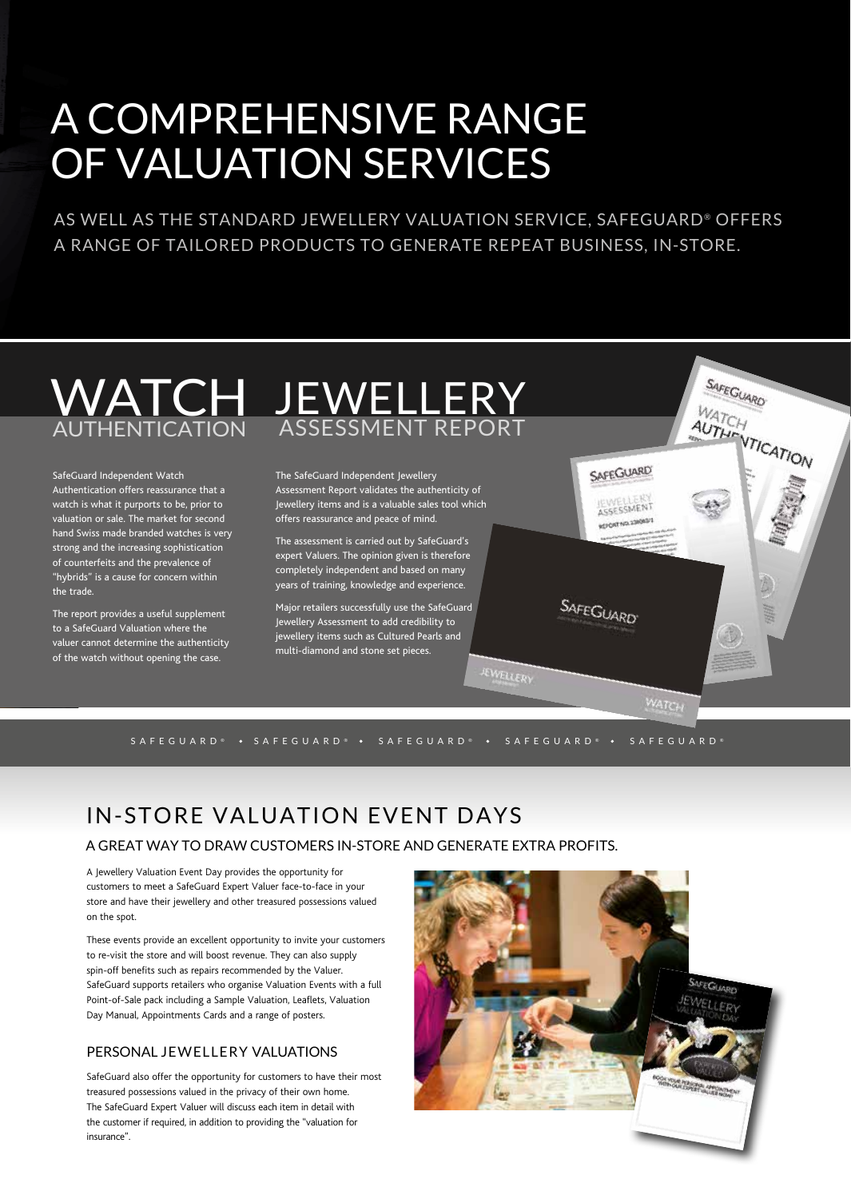# A COMPREHENSIVE RANGE OF VALUATION SERVICES

AS WELL AS THE STANDARD JEWELLERY VALUATION SERVICE, SAFEGUARD® OFFERS A RANGE OF TAILORED PRODUCTS TO GENERATE REPEAT BUSINESS, IN-STORE.

## WATCH AUTHENTICATION

SafeGuard Independent Watch Authentication offers reassurance that a watch is what it purports to be, prior to valuation or sale. The market for second hand Swiss made branded watches is very strong and the increasing sophistication of counterfeits and the prevalence of "hybrids" is a cause for concern within the trade.

The report provides a useful supplement to a SafeGuard Valuation where the valuer cannot determine the authenticity of the watch without opening the case.

## JEWELLERY ASSESSMENT REPORT

The SafeGuard Independent Jewellery Assessment Report validates the authenticity of Jewellery items and is a valuable sales tool which offers reassurance and peace of mind.

The assessment is carried out by SafeGuard's expert Valuers. The opinion given is therefore completely independent and based on many years of training, knowledge and experience.

Major retailers successfully use the SafeGuard Jewellery Assessment to add credibility to jewellery items such as Cultured Pearls and multi-diamond and stone set pieces.

SAFEGUARD® • SAFEGUARD® • SAFEGUARD® • SAFEGUARD® • SAFEGUARD®

## IN-STORE VALUATION EVENT DAYS

A GREAT WAY TO DRAW CUSTOMERS IN-STORE AND GENERATE EXTRA PROFITS.

A Jewellery Valuation Event Day provides the opportunity for customers to meet a SafeGuard Expert Valuer face-to-face in your store and have their jewellery and other treasured possessions valued on the spot.

These events provide an excellent opportunity to invite your customers to re-visit the store and will boost revenue. They can also supply spin-off benefits such as repairs recommended by the Valuer. SafeGuard supports retailers who organise Valuation Events with a full Point-of-Sale pack including a Sample Valuation, Leaflets, Valuation Day Manual, Appointments Cards and a range of posters.

### PERSONAL JEWELLERY VALUATIONS

SafeGuard also offer the opportunity for customers to have their most treasured possessions valued in the privacy of their own home. The SafeGuard Expert Valuer will discuss each item in detail with the customer if required, in addition to providing the "valuation for insurance".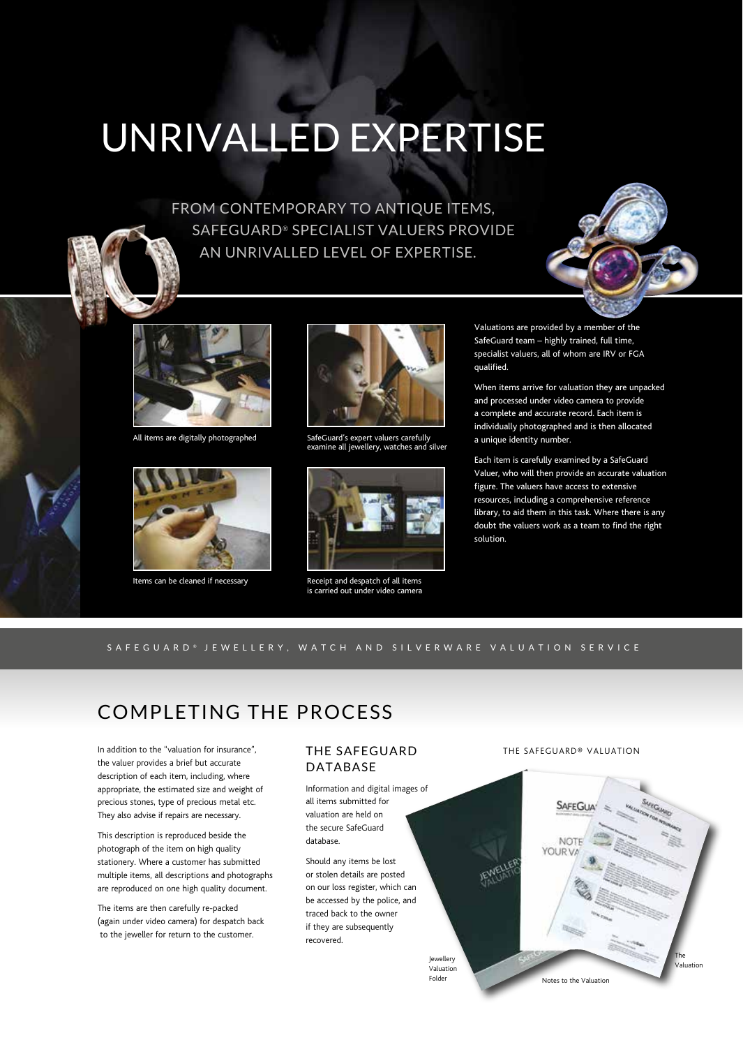# UNRIVALLED EXPERTISE

FROM CONTEMPORARY TO ANTIQUE ITEMS, SAFEGUARD® SPECIALIST VALUERS PROVIDE AN UNRIVALLED LEVEL OF EXPERTISE.

All items are digitally photographed

SafeGuard's expert valuers carefully examine all jewellery, watches and silver

Items can be cleaned if necessary

Receipt and despatch of all items is carried out under video camera

Valuations are provided by a member of the SafeGuard team – highly trained, full time, specialist valuers, all of whom are IRV or FGA qualified.

When items arrive for valuation they are unpacked and processed under video camera to provide a complete and accurate record. Each item is individually photographed and is then allocated a unique identity number.

Each item is carefully examined by a SafeGuard Valuer, who will then provide an accurate valuation figure. The valuers have access to extensive resources, including a comprehensive reference library, to aid them in this task. Where there is any doubt the valuers work as a team to find the right solution.

SAFEGUARD® JEWELLERY, WATCH AND SILVERWARE VALUATION SERVICE

## COMPLETING THE PROCESS

In addition to the "valuation for insurance", the valuer provides a brief but accurate description of each item, including, where appropriate, the estimated size and weight of precious stones, type of precious metal etc. They also advise if repairs are necessary.

This description is reproduced beside the photograph of the item on high quality stationery. Where a customer has submitted multiple items, all descriptions and photographs are reproduced on one high quality document.

The items are then carefully re-packed (again under video camera) for despatch back to the jeweller for return to the customer.

### THE SAFEGUARD DATABASE

Information and digital images of all items submitted for valuation are held on the secure SafeGuard database.

Should any items be lost or stolen details are posted on our loss register, which can be accessed by the police, and traced back to the owner if they are subsequently recovered.

THE SAFEGUARD® VALUATION

Jewellery Valuation Folder

Notes to the Valuation

The Valuation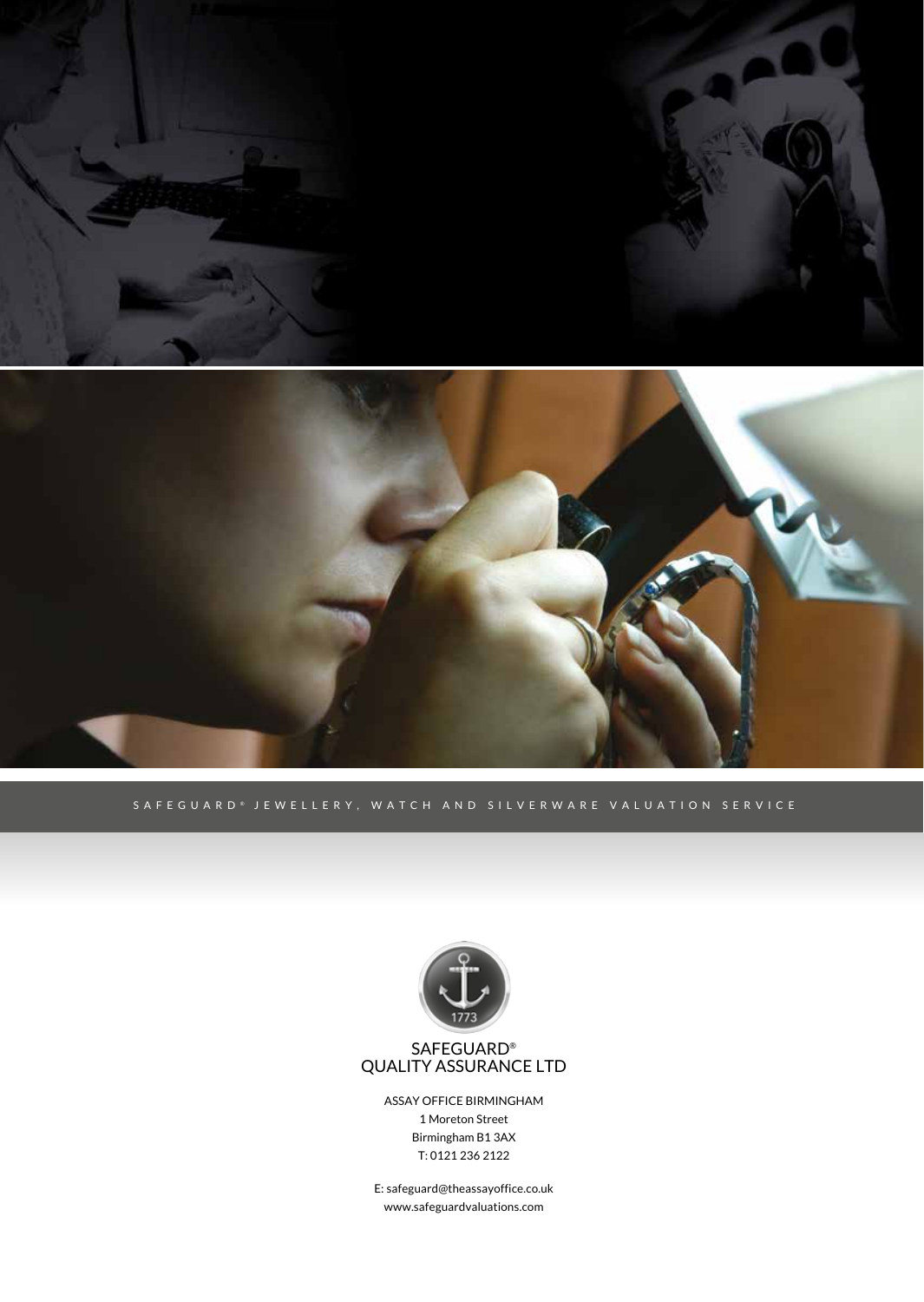SAFEGUARD® JEWELLERY, WATCH AND SILVERWARE VALUATION SERVICE

1773

SAFEGUARD®
QUALITY ASSURANCE LTD

ASSAY OFFICE BIRMINGHAM
1 Moreton Street
Birmingham B1 3AX
T: 0121 236 2122

E: safeguard@theassayoffice.co.uk
www.safeguardvaluations.com